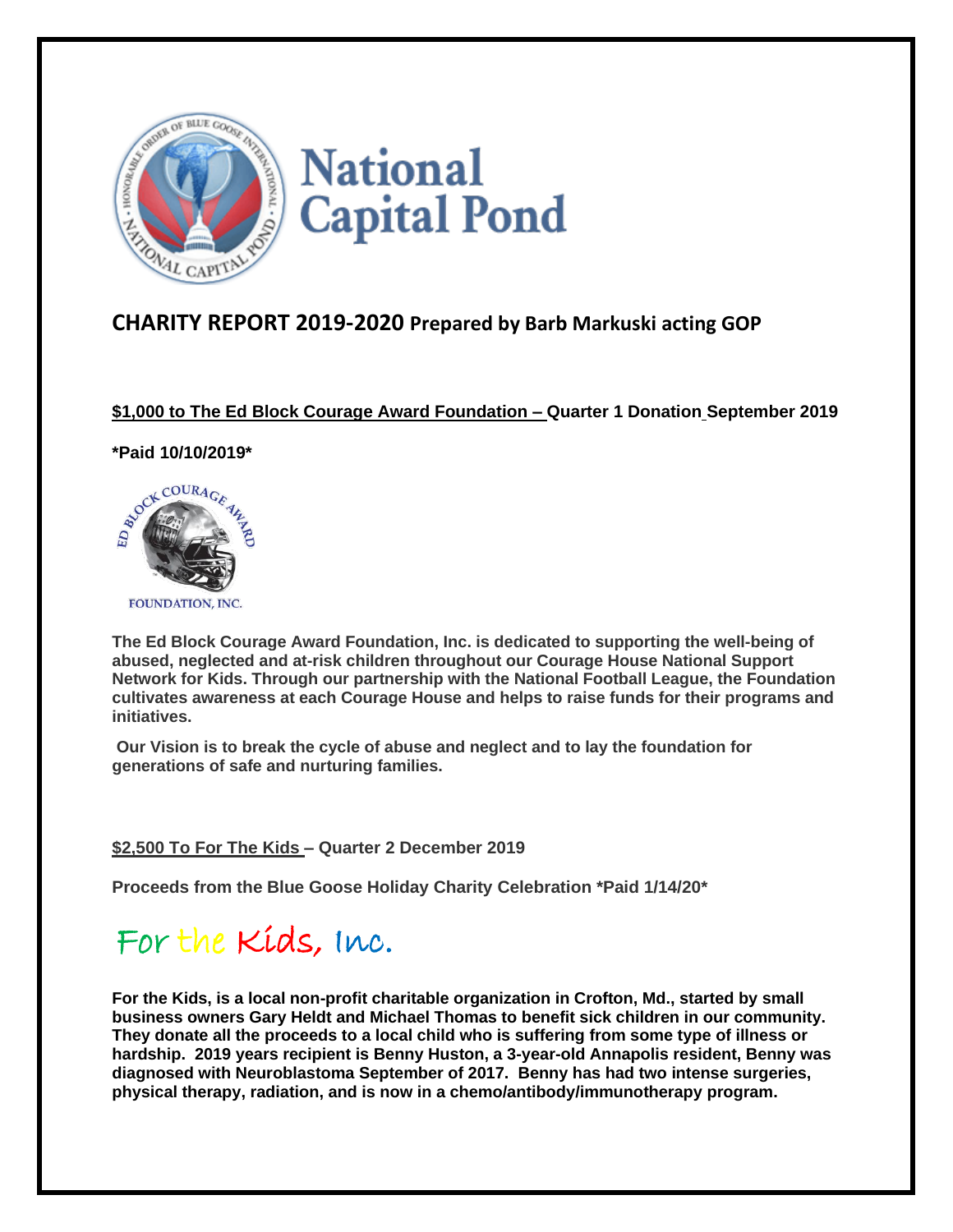# National Capital Pond

## CHARITY REPORT 2019-2020 Prepared by Barb Markuski acting GOP

**$1,000 to The Ed Block Courage Award Foundation – Quarter 1 Donation September 2019**

***Paid 10/10/2019***

ED BLOCK COURAGE AWARD FOUNDATION, INC.

**The Ed Block Courage Award Foundation, Inc. is dedicated to supporting the well-being of abused, neglected and at-risk children throughout our Courage House National Support Network for Kids. Through our partnership with the National Football League, the Foundation cultivates awareness at each Courage House and helps to raise funds for their programs and initiatives.**

**Our Vision is to break the cycle of abuse and neglect and to lay the foundation for generations of safe and nurturing families.**

**$2,500 To For The Kids – Quarter 2 December 2019**

**Proceeds from the Blue Goose Holiday Charity Celebration *Paid 1/14/20***

For the Kids, Inc.

**For the Kids, is a local non-profit charitable organization in Crofton, Md., started by small business owners Gary Heldt and Michael Thomas to benefit sick children in our community. They donate all the proceeds to a local child who is suffering from some type of illness or hardship. 2019 years recipient is Benny Huston, a 3-year-old Annapolis resident, Benny was diagnosed with Neuroblastoma September of 2017. Benny has had two intense surgeries, physical therapy, radiation, and is now in a chemo/antibody/immunotherapy program.**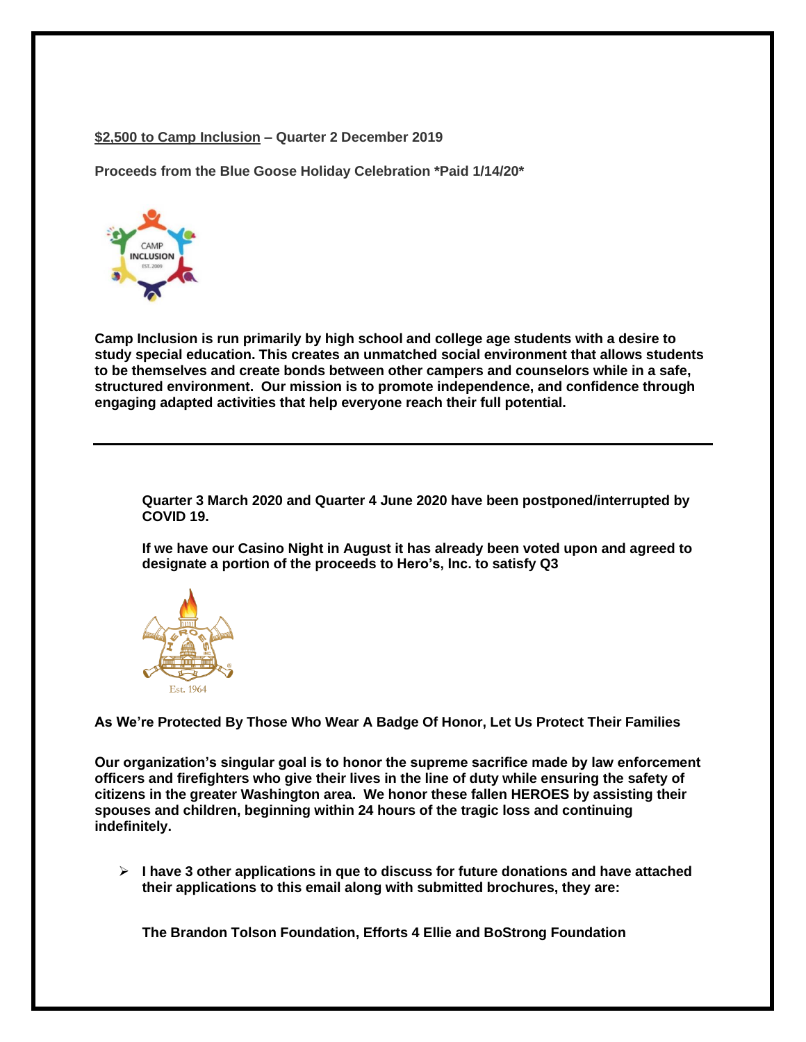**<u>$2,500 to Camp Inclusion</u> – Quarter 2 December 2019**

**Proceeds from the Blue Goose Holiday Celebration *Paid 1/14/20***

**Camp Inclusion is run primarily by high school and college age students with a desire to study special education. This creates an unmatched social environment that allows students to be themselves and create bonds between other campers and counselors while in a safe, structured environment. Our mission is to promote independence, and confidence through engaging adapted activities that help everyone reach their full potential.**

---

**Quarter 3 March 2020 and Quarter 4 June 2020 have been postponed/interrupted by COVID 19.**

**If we have our Casino Night in August it has already been voted upon and agreed to designate a portion of the proceeds to Hero's, Inc. to satisfy Q3**

**As We're Protected By Those Who Wear A Badge Of Honor, Let Us Protect Their Families**

**Our organization's singular goal is to honor the supreme sacrifice made by law enforcement officers and firefighters who give their lives in the line of duty while ensuring the safety of citizens in the greater Washington area. We honor these fallen HEROES by assisting their spouses and children, beginning within 24 hours of the tragic loss and continuing indefinitely.**

- **I have 3 other applications in que to discuss for future donations and have attached their applications to this email along with submitted brochures, they are:**

**The Brandon Tolson Foundation, Efforts 4 Ellie and BoStrong Foundation**